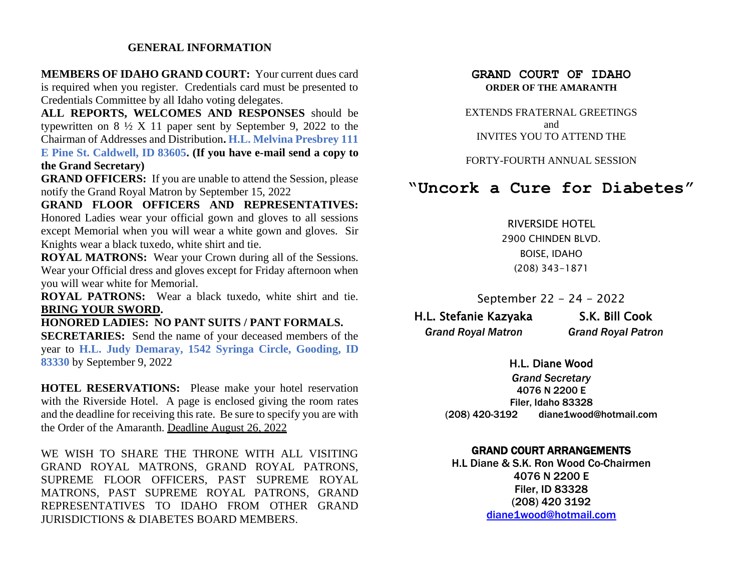## GENERAL INFORMATION

**MEMBERS OF IDAHO GRAND COURT:** Your current dues card is required when you register. Credentials card must be presented to Credentials Committee by all Idaho voting delegates.

**ALL REPORTS, WELCOMES AND RESPONSES** should be typewritten on 8 ½ X 11 paper sent by September 9, 2022 to the Chairman of Addresses and Distribution**. H.L. Melvina Presbrey 111 E Pine St. Caldwell, ID 83605. (If you have e-mail send a copy to the Grand Secretary)**

**GRAND OFFICERS:** If you are unable to attend the Session, please notify the Grand Royal Matron by September 15, 2022

**GRAND FLOOR OFFICERS AND REPRESENTATIVES:** Honored Ladies wear your official gown and gloves to all sessions except Memorial when you will wear a white gown and gloves. Sir Knights wear a black tuxedo, white shirt and tie.

**ROYAL MATRONS:** Wear your Crown during all of the Sessions. Wear your Official dress and gloves except for Friday afternoon when you will wear white for Memorial.

**ROYAL PATRONS:** Wear a black tuxedo, white shirt and tie. **BRING YOUR SWORD.**

**HONORED LADIES: NO PANT SUITS / PANT FORMALS.**

**SECRETARIES:** Send the name of your deceased members of the year to **H.L. Judy Demaray, 1542 Syringa Circle, Gooding, ID 83330** by September 9, 2022

**HOTEL RESERVATIONS:** Please make your hotel reservation with the Riverside Hotel. A page is enclosed giving the room rates and the deadline for receiving this rate. Be sure to specify you are with the Order of the Amaranth. Deadline August 26, 2022

WE WISH TO SHARE THE THRONE WITH ALL VISITING GRAND ROYAL MATRONS, GRAND ROYAL PATRONS, SUPREME FLOOR OFFICERS, PAST SUPREME ROYAL MATRONS, PAST SUPREME ROYAL PATRONS, GRAND REPRESENTATIVES TO IDAHO FROM OTHER GRAND JURISDICTIONS & DIABETES BOARD MEMBERS.

**GRAND COURT OF IDAHO**
**ORDER OF THE AMARANTH**

EXTENDS FRATERNAL GREETINGS
and
INVITES YOU TO ATTEND THE

FORTY-FOURTH ANNUAL SESSION

# "Uncork a Cure for Diabetes"

RIVERSIDE HOTEL
2900 CHINDEN BLVD.
BOISE, IDAHO
(208) 343-1871

September 22 – 24 – 2022

**H.L. Stefanie Kazyaka**
*Grand Royal Matron*

**S.K. Bill Cook**
*Grand Royal Patron*

**H.L. Diane Wood**
*Grand Secretary*
**4076 N 2200 E**
**Filer, Idaho 83328**
**(208) 420-3192 diane1wood@hotmail.com**

**GRAND COURT ARRANGEMENTS**
**H.L Diane & S.K. Ron Wood Co-Chairmen**
**4076 N 2200 E**
**Filer, ID 83328**
**(208) 420 3192**
**diane1wood@hotmail.com**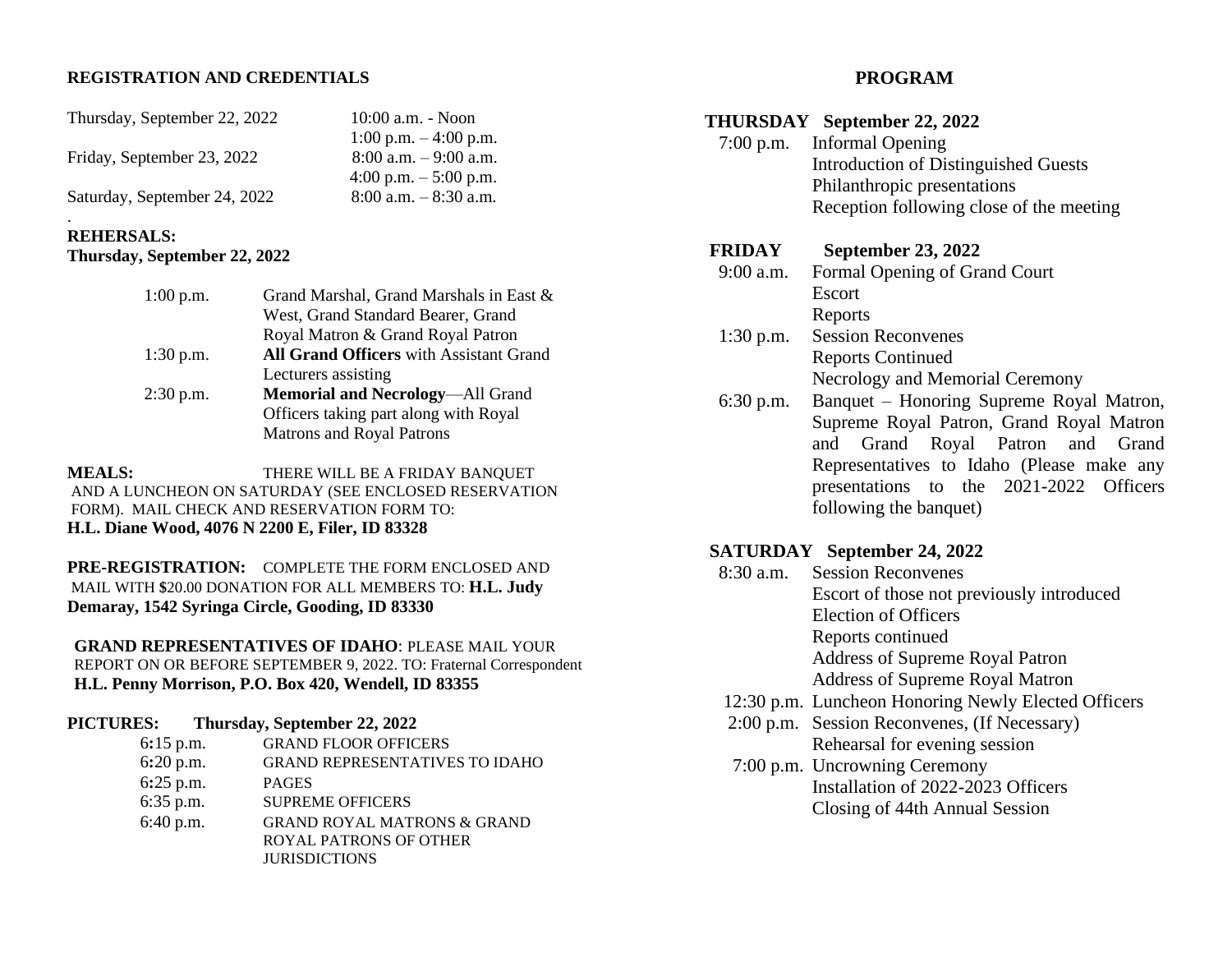**REGISTRATION AND CREDENTIALS**

| | |
|---|---|
| Thursday, September 22, 2022 | 10:00 a.m. - Noon |
| | 1:00 p.m. – 4:00 p.m. |
| Friday, September 23, 2022 | 8:00 a.m. – 9:00 a.m. |
| | 4:00 p.m. – 5:00 p.m. |
| Saturday, September 24, 2022 | 8:00 a.m. – 8:30 a.m. |

.

**REHERSALS:**
**Thursday, September 22, 2022**

| | |
|---|---|
| 1:00 p.m. | Grand Marshal, Grand Marshals in East & West, Grand Standard Bearer, Grand Royal Matron & Grand Royal Patron |
| 1:30 p.m. | **All Grand Officers** with Assistant Grand Lecturers assisting |
| 2:30 p.m. | **Memorial and Necrology**—All Grand Officers taking part along with Royal Matrons and Royal Patrons |

**MEALS:** THERE WILL BE A FRIDAY BANQUET AND A LUNCHEON ON SATURDAY (SEE ENCLOSED RESERVATION FORM). MAIL CHECK AND RESERVATION FORM TO: **H.L. Diane Wood, 4076 N 2200 E, Filer, ID 83328**

**PRE-REGISTRATION:** COMPLETE THE FORM ENCLOSED AND MAIL WITH $20.00 DONATION FOR ALL MEMBERS TO: **H.L. Judy Demaray, 1542 Syringa Circle, Gooding, ID 83330**

**GRAND REPRESENTATIVES OF IDAHO**: PLEASE MAIL YOUR REPORT ON OR BEFORE SEPTEMBER 9, 2022. TO: Fraternal Correspondent **H.L. Penny Morrison, P.O. Box 420, Wendell, ID 83355**

**PICTURES: Thursday, September 22, 2022**

| | |
|---|---|
| 6:15 p.m. | GRAND FLOOR OFFICERS |
| 6:20 p.m. | GRAND REPRESENTATIVES TO IDAHO |
| 6:25 p.m. | PAGES |
| 6:35 p.m. | SUPREME OFFICERS |
| 6:40 p.m. | GRAND ROYAL MATRONS & GRAND ROYAL PATRONS OF OTHER JURISDICTIONS |

## PROGRAM

**THURSDAY September 22, 2022**

| | |
|---|---|
| 7:00 p.m. | Informal Opening |
| | Introduction of Distinguished Guests |
| | Philanthropic presentations |
| | Reception following close of the meeting |

**FRIDAY September 23, 2022**

| | |
|---|---|
| 9:00 a.m. | Formal Opening of Grand Court |
| | Escort |
| | Reports |
| 1:30 p.m. | Session Reconvenes |
| | Reports Continued |
| | Necrology and Memorial Ceremony |
| 6:30 p.m. | Banquet – Honoring Supreme Royal Matron, Supreme Royal Patron, Grand Royal Matron and Grand Royal Patron and Grand Representatives to Idaho (Please make any presentations to the 2021-2022 Officers following the banquet) |

**SATURDAY September 24, 2022**

| | |
|---|---|
| 8:30 a.m. | Session Reconvenes |
| | Escort of those not previously introduced |
| | Election of Officers |
| | Reports continued |
| | Address of Supreme Royal Patron |
| | Address of Supreme Royal Matron |
| 12:30 p.m. | Luncheon Honoring Newly Elected Officers |
| 2:00 p.m. | Session Reconvenes, (If Necessary) |
| | Rehearsal for evening session |
| 7:00 p.m. | Uncrowning Ceremony |
| | Installation of 2022-2023 Officers |
| | Closing of 44th Annual Session |